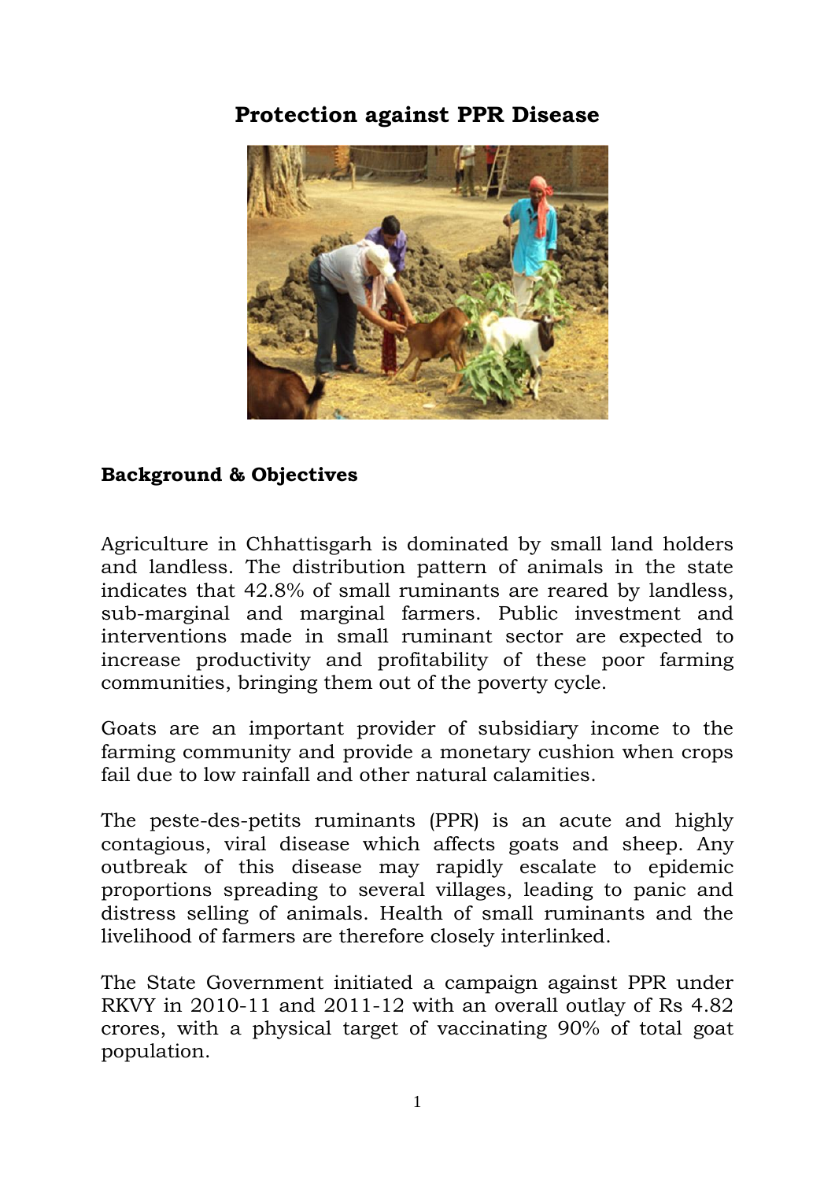# Protection against PPR Disease

## Background & Objectives

Agriculture in Chhattisgarh is dominated by small land holders and landless. The distribution pattern of animals in the state indicates that 42.8% of small ruminants are reared by landless, sub-marginal and marginal farmers. Public investment and interventions made in small ruminant sector are expected to increase productivity and profitability of these poor farming communities, bringing them out of the poverty cycle.

Goats are an important provider of subsidiary income to the farming community and provide a monetary cushion when crops fail due to low rainfall and other natural calamities.

The peste-des-petits ruminants (PPR) is an acute and highly contagious, viral disease which affects goats and sheep. Any outbreak of this disease may rapidly escalate to epidemic proportions spreading to several villages, leading to panic and distress selling of animals. Health of small ruminants and the livelihood of farmers are therefore closely interlinked.

The State Government initiated a campaign against PPR under RKVY in 2010-11 and 2011-12 with an overall outlay of Rs 4.82 crores, with a physical target of vaccinating 90% of total goat population.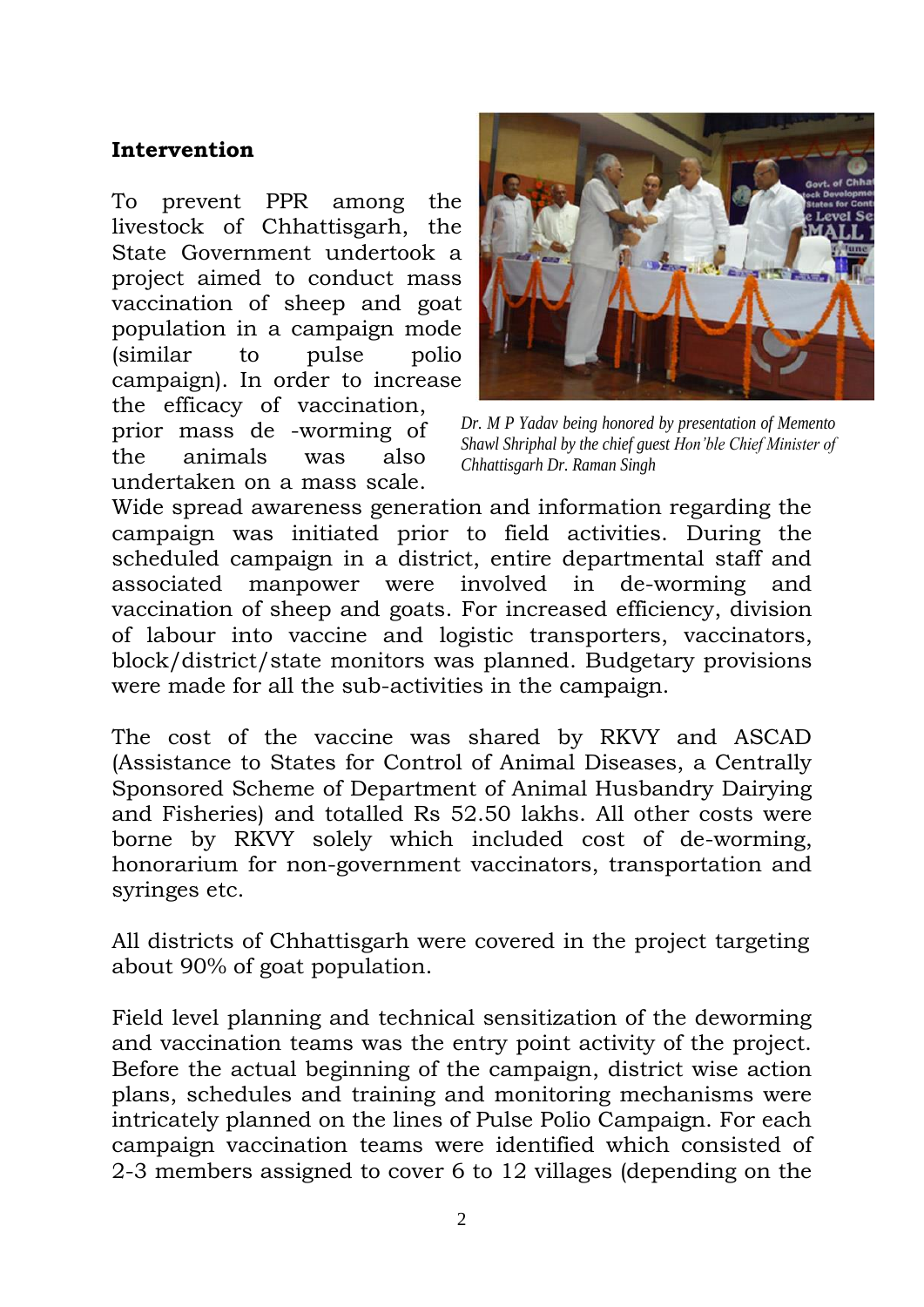## Intervention

To prevent PPR among the livestock of Chhattisgarh, the State Government undertook a project aimed to conduct mass vaccination of sheep and goat population in a campaign mode (similar to pulse polio campaign). In order to increase the efficacy of vaccination, prior mass de -worming of the animals was also undertaken on a mass scale.

*Dr. M P Yadav being honored by presentation of Memento Shawl Shriphal by the chief guest Hon'ble Chief Minister of Chhattisgarh Dr. Raman Singh*

Wide spread awareness generation and information regarding the campaign was initiated prior to field activities. During the scheduled campaign in a district, entire departmental staff and associated manpower were involved in de-worming and vaccination of sheep and goats. For increased efficiency, division of labour into vaccine and logistic transporters, vaccinators, block/district/state monitors was planned. Budgetary provisions were made for all the sub-activities in the campaign.

The cost of the vaccine was shared by RKVY and ASCAD (Assistance to States for Control of Animal Diseases, a Centrally Sponsored Scheme of Department of Animal Husbandry Dairying and Fisheries) and totalled Rs 52.50 lakhs. All other costs were borne by RKVY solely which included cost of de-worming, honorarium for non-government vaccinators, transportation and syringes etc.

All districts of Chhattisgarh were covered in the project targeting about 90% of goat population.

Field level planning and technical sensitization of the deworming and vaccination teams was the entry point activity of the project. Before the actual beginning of the campaign, district wise action plans, schedules and training and monitoring mechanisms were intricately planned on the lines of Pulse Polio Campaign. For each campaign vaccination teams were identified which consisted of 2-3 members assigned to cover 6 to 12 villages (depending on the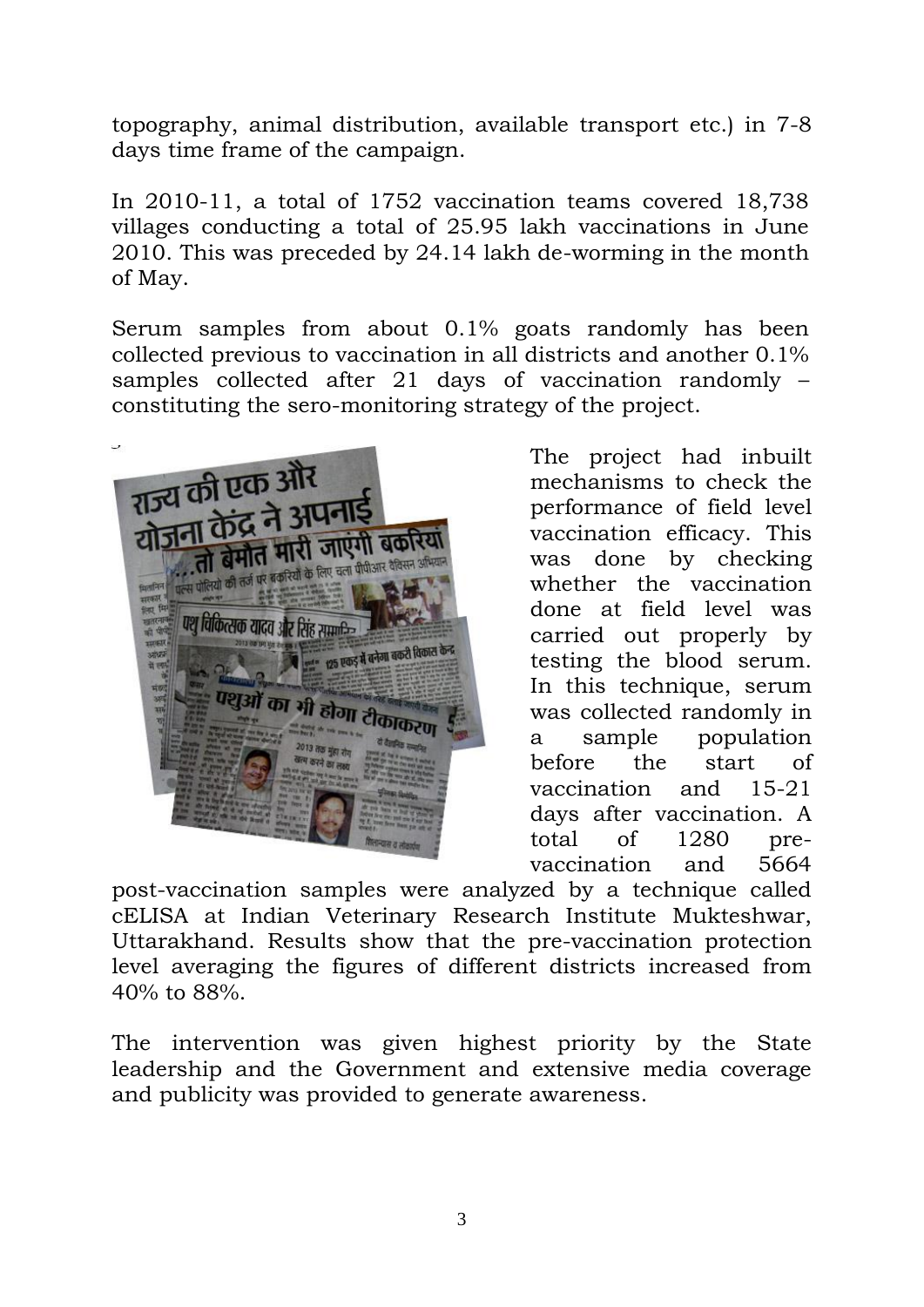topography, animal distribution, available transport etc.) in 7-8 days time frame of the campaign.

In 2010-11, a total of 1752 vaccination teams covered 18,738 villages conducting a total of 25.95 lakh vaccinations in June 2010. This was preceded by 24.14 lakh de-worming in the month of May.

Serum samples from about 0.1% goats randomly has been collected previous to vaccination in all districts and another 0.1% samples collected after 21 days of vaccination randomly – constituting the sero-monitoring strategy of the project.

The project had inbuilt mechanisms to check the performance of field level vaccination efficacy. This was done by checking whether the vaccination done at field level was carried out properly by testing the blood serum. In this technique, serum was collected randomly in a sample population before the start of vaccination and 15-21 days after vaccination. A total of 1280 pre-vaccination and 5664 post-vaccination samples were analyzed by a technique called cELISA at Indian Veterinary Research Institute Mukteshwar, Uttarakhand. Results show that the pre-vaccination protection level averaging the figures of different districts increased from 40% to 88%.

The intervention was given highest priority by the State leadership and the Government and extensive media coverage and publicity was provided to generate awareness.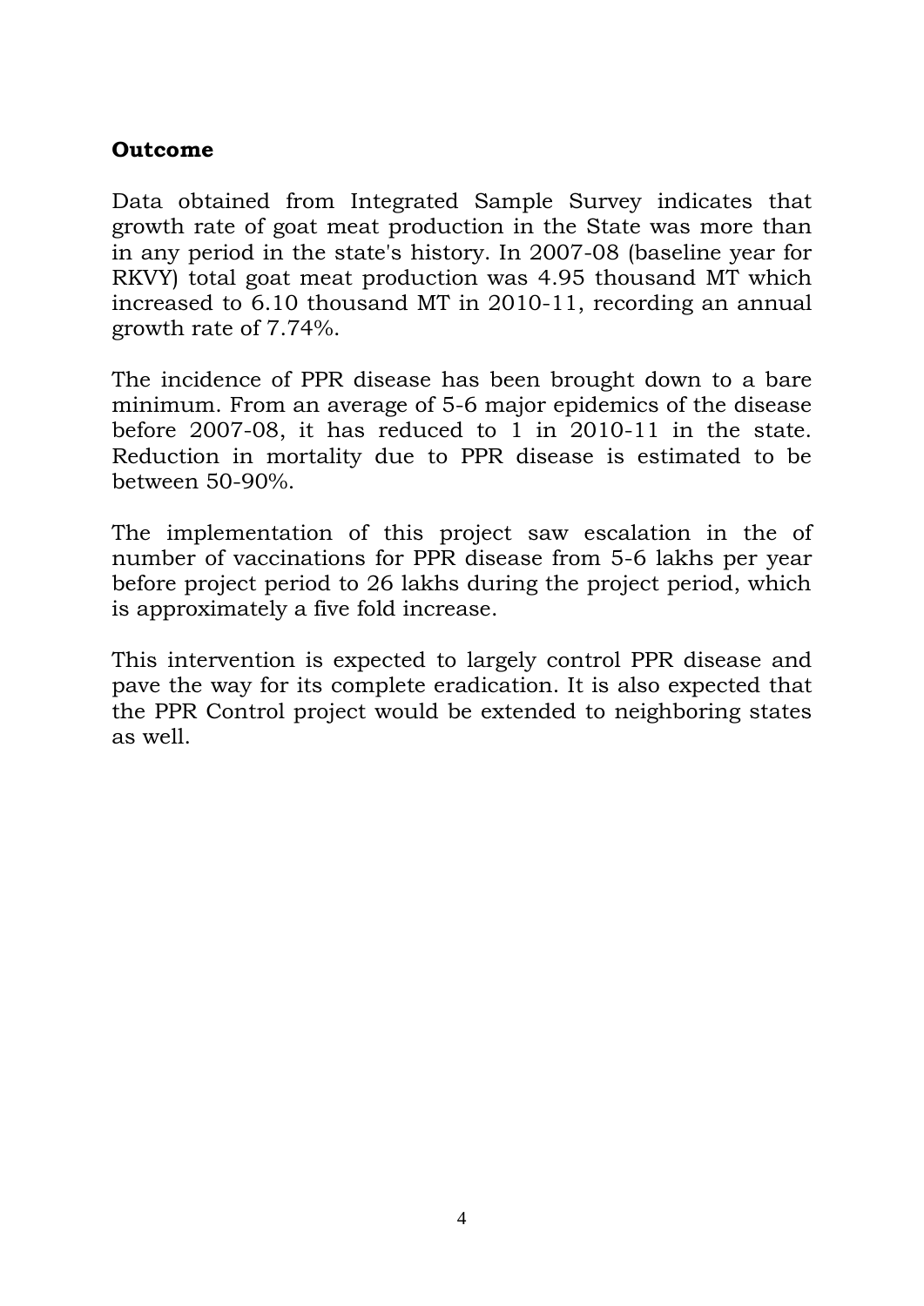**Outcome**

Data obtained from Integrated Sample Survey indicates that growth rate of goat meat production in the State was more than in any period in the state's history. In 2007-08 (baseline year for RKVY) total goat meat production was 4.95 thousand MT which increased to 6.10 thousand MT in 2010-11, recording an annual growth rate of 7.74%.

The incidence of PPR disease has been brought down to a bare minimum. From an average of 5-6 major epidemics of the disease before 2007-08, it has reduced to 1 in 2010-11 in the state. Reduction in mortality due to PPR disease is estimated to be between 50-90%.

The implementation of this project saw escalation in the of number of vaccinations for PPR disease from 5-6 lakhs per year before project period to 26 lakhs during the project period, which is approximately a five fold increase.

This intervention is expected to largely control PPR disease and pave the way for its complete eradication. It is also expected that the PPR Control project would be extended to neighboring states as well.